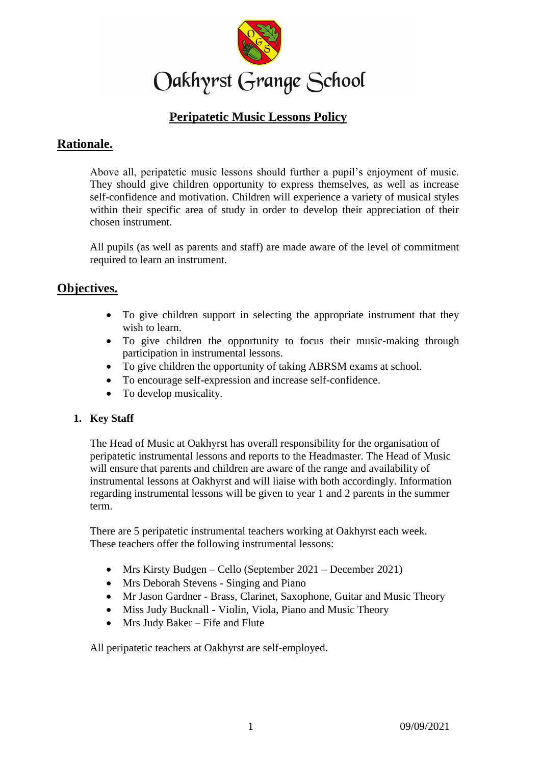# Oakhyrst Grange School

## Peripatetic Music Lessons Policy

## Rationale.

Above all, peripatetic music lessons should further a pupil's enjoyment of music. They should give children opportunity to express themselves, as well as increase self-confidence and motivation. Children will experience a variety of musical styles within their specific area of study in order to develop their appreciation of their chosen instrument.

All pupils (as well as parents and staff) are made aware of the level of commitment required to learn an instrument.

## Objectives.

- To give children support in selecting the appropriate instrument that they wish to learn.
- To give children the opportunity to focus their music-making through participation in instrumental lessons.
- To give children the opportunity of taking ABRSM exams at school.
- To encourage self-expression and increase self-confidence.
- To develop musicality.

### 1. Key Staff

The Head of Music at Oakhyrst has overall responsibility for the organisation of peripatetic instrumental lessons and reports to the Headmaster. The Head of Music will ensure that parents and children are aware of the range and availability of instrumental lessons at Oakhyrst and will liaise with both accordingly. Information regarding instrumental lessons will be given to year 1 and 2 parents in the summer term.

There are 5 peripatetic instrumental teachers working at Oakhyrst each week. These teachers offer the following instrumental lessons:

- Mrs Kirsty Budgen – Cello (September 2021 – December 2021)
- Mrs Deborah Stevens - Singing and Piano
- Mr Jason Gardner - Brass, Clarinet, Saxophone, Guitar and Music Theory
- Miss Judy Bucknall - Violin, Viola, Piano and Music Theory
- Mrs Judy Baker – Fife and Flute

All peripatetic teachers at Oakhyrst are self-employed.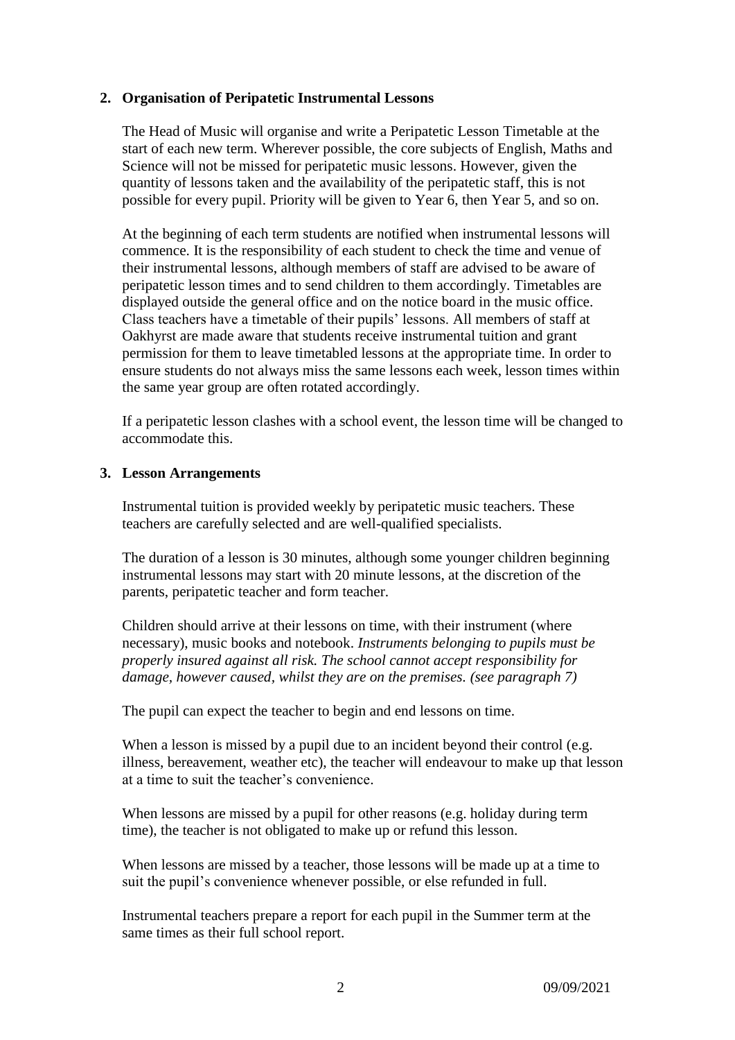## 2. Organisation of Peripatetic Instrumental Lessons

The Head of Music will organise and write a Peripatetic Lesson Timetable at the start of each new term. Wherever possible, the core subjects of English, Maths and Science will not be missed for peripatetic music lessons. However, given the quantity of lessons taken and the availability of the peripatetic staff, this is not possible for every pupil. Priority will be given to Year 6, then Year 5, and so on.

At the beginning of each term students are notified when instrumental lessons will commence. It is the responsibility of each student to check the time and venue of their instrumental lessons, although members of staff are advised to be aware of peripatetic lesson times and to send children to them accordingly. Timetables are displayed outside the general office and on the notice board in the music office. Class teachers have a timetable of their pupils' lessons. All members of staff at Oakhyrst are made aware that students receive instrumental tuition and grant permission for them to leave timetabled lessons at the appropriate time. In order to ensure students do not always miss the same lessons each week, lesson times within the same year group are often rotated accordingly.

If a peripatetic lesson clashes with a school event, the lesson time will be changed to accommodate this.

## 3. Lesson Arrangements

Instrumental tuition is provided weekly by peripatetic music teachers. These teachers are carefully selected and are well-qualified specialists.

The duration of a lesson is 30 minutes, although some younger children beginning instrumental lessons may start with 20 minute lessons, at the discretion of the parents, peripatetic teacher and form teacher.

Children should arrive at their lessons on time, with their instrument (where necessary), music books and notebook. *Instruments belonging to pupils must be properly insured against all risk. The school cannot accept responsibility for damage, however caused, whilst they are on the premises. (see paragraph 7)*

The pupil can expect the teacher to begin and end lessons on time.

When a lesson is missed by a pupil due to an incident beyond their control (e.g. illness, bereavement, weather etc), the teacher will endeavour to make up that lesson at a time to suit the teacher's convenience.

When lessons are missed by a pupil for other reasons (e.g. holiday during term time), the teacher is not obligated to make up or refund this lesson.

When lessons are missed by a teacher, those lessons will be made up at a time to suit the pupil's convenience whenever possible, or else refunded in full.

Instrumental teachers prepare a report for each pupil in the Summer term at the same times as their full school report.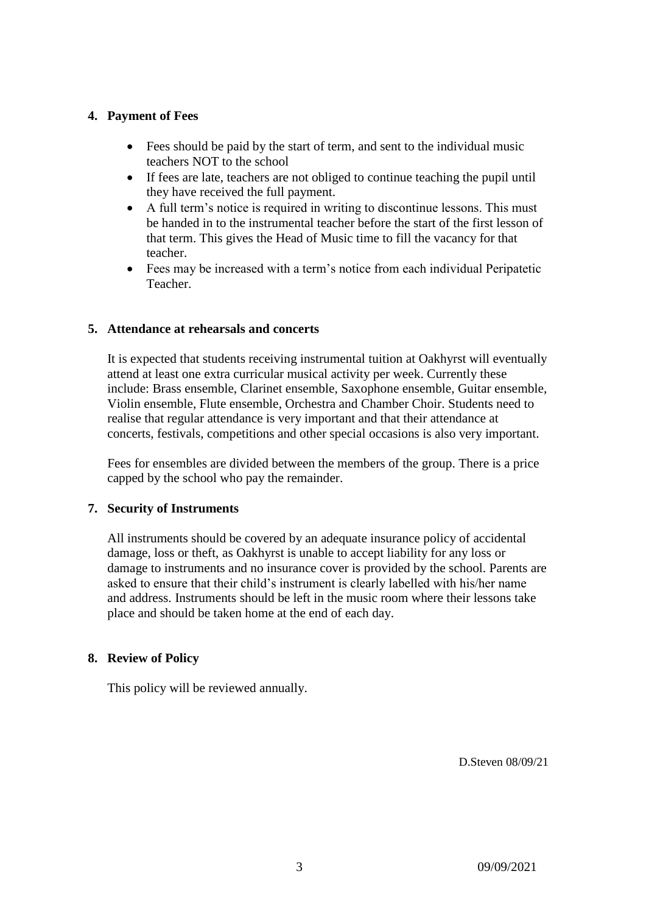## 4. Payment of Fees

- Fees should be paid by the start of term, and sent to the individual music teachers NOT to the school
- If fees are late, teachers are not obliged to continue teaching the pupil until they have received the full payment.
- A full term's notice is required in writing to discontinue lessons. This must be handed in to the instrumental teacher before the start of the first lesson of that term. This gives the Head of Music time to fill the vacancy for that teacher.
- Fees may be increased with a term's notice from each individual Peripatetic Teacher.

## 5. Attendance at rehearsals and concerts

It is expected that students receiving instrumental tuition at Oakhyrst will eventually attend at least one extra curricular musical activity per week. Currently these include: Brass ensemble, Clarinet ensemble, Saxophone ensemble, Guitar ensemble, Violin ensemble, Flute ensemble, Orchestra and Chamber Choir. Students need to realise that regular attendance is very important and that their attendance at concerts, festivals, competitions and other special occasions is also very important.

Fees for ensembles are divided between the members of the group. There is a price capped by the school who pay the remainder.

## 7. Security of Instruments

All instruments should be covered by an adequate insurance policy of accidental damage, loss or theft, as Oakhyrst is unable to accept liability for any loss or damage to instruments and no insurance cover is provided by the school. Parents are asked to ensure that their child's instrument is clearly labelled with his/her name and address. Instruments should be left in the music room where their lessons take place and should be taken home at the end of each day.

## 8. Review of Policy

This policy will be reviewed annually.

D.Steven 08/09/21